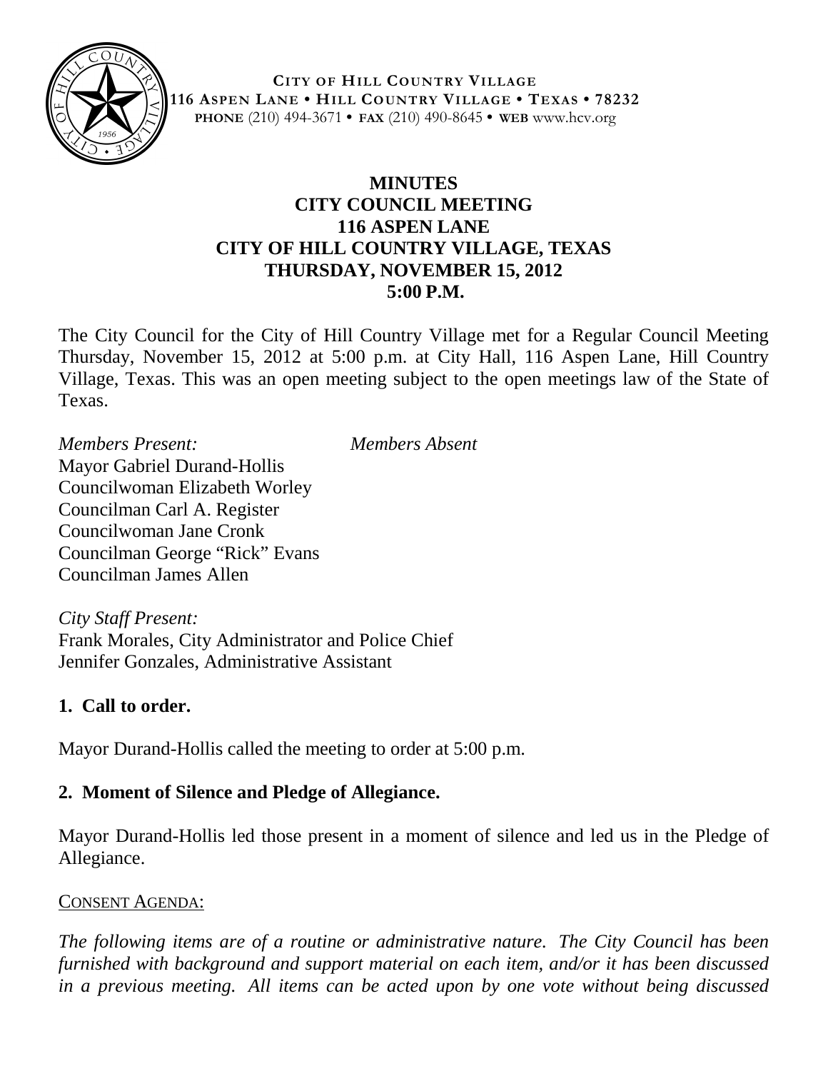**CITY OF HILL COUNTRY VILLAGE**
**116 ASPEN LANE • HILL COUNTRY VILLAGE • TEXAS • 78232**
**PHONE** (210) 494-3671 • **FAX** (210) 490-8645 • **WEB** www.hcv.org

# MINUTES
# CITY COUNCIL MEETING
# 116 ASPEN LANE
# CITY OF HILL COUNTRY VILLAGE, TEXAS
# THURSDAY, NOVEMBER 15, 2012
# 5:00 P.M.

The City Council for the City of Hill Country Village met for a Regular Council Meeting Thursday, November 15, 2012 at 5:00 p.m. at City Hall, 116 Aspen Lane, Hill Country Village, Texas. This was an open meeting subject to the open meetings law of the State of Texas.

*Members Present:*
Mayor Gabriel Durand-Hollis
Councilwoman Elizabeth Worley
Councilman Carl A. Register
Councilwoman Jane Cronk
Councilman George "Rick" Evans
Councilman James Allen

*Members Absent*

*City Staff Present:*
Frank Morales, City Administrator and Police Chief
Jennifer Gonzales, Administrative Assistant

## 1. Call to order.

Mayor Durand-Hollis called the meeting to order at 5:00 p.m.

## 2. Moment of Silence and Pledge of Allegiance.

Mayor Durand-Hollis led those present in a moment of silence and led us in the Pledge of Allegiance.

CONSENT AGENDA:

*The following items are of a routine or administrative nature. The City Council has been furnished with background and support material on each item, and/or it has been discussed in a previous meeting. All items can be acted upon by one vote without being discussed*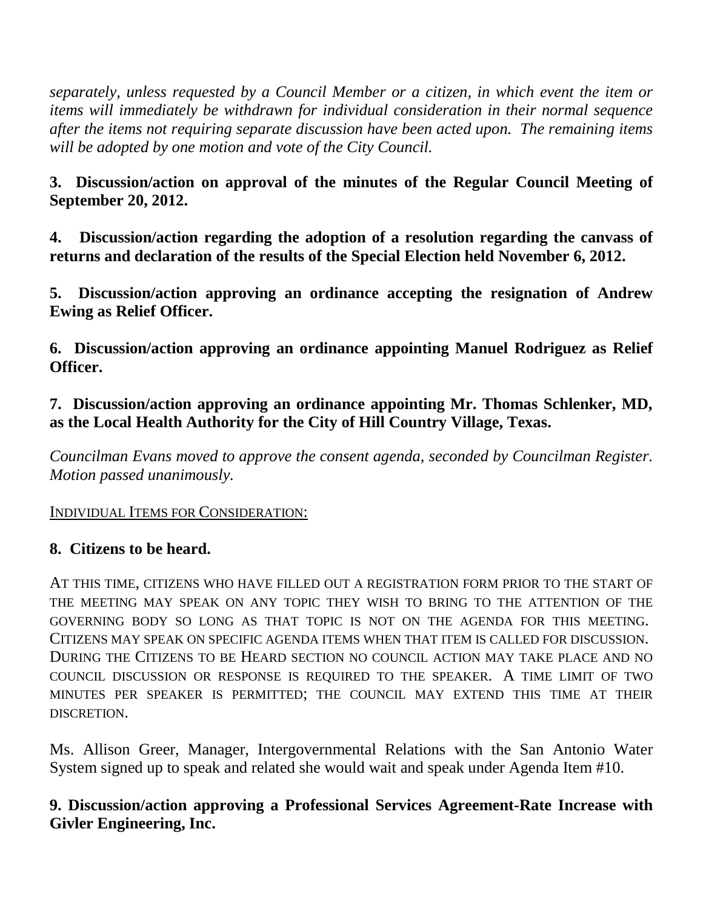*separately, unless requested by a Council Member or a citizen, in which event the item or items will immediately be withdrawn for individual consideration in their normal sequence after the items not requiring separate discussion have been acted upon. The remaining items will be adopted by one motion and vote of the City Council.*

**3. Discussion/action on approval of the minutes of the Regular Council Meeting of September 20, 2012.**

**4. Discussion/action regarding the adoption of a resolution regarding the canvass of returns and declaration of the results of the Special Election held November 6, 2012.**

**5. Discussion/action approving an ordinance accepting the resignation of Andrew Ewing as Relief Officer.**

**6. Discussion/action approving an ordinance appointing Manuel Rodriguez as Relief Officer.**

**7. Discussion/action approving an ordinance appointing Mr. Thomas Schlenker, MD, as the Local Health Authority for the City of Hill Country Village, Texas.**

*Councilman Evans moved to approve the consent agenda, seconded by Councilman Register. Motion passed unanimously.*

INDIVIDUAL ITEMS FOR CONSIDERATION:

**8. Citizens to be heard.**

AT THIS TIME, CITIZENS WHO HAVE FILLED OUT A REGISTRATION FORM PRIOR TO THE START OF THE MEETING MAY SPEAK ON ANY TOPIC THEY WISH TO BRING TO THE ATTENTION OF THE GOVERNING BODY SO LONG AS THAT TOPIC IS NOT ON THE AGENDA FOR THIS MEETING. CITIZENS MAY SPEAK ON SPECIFIC AGENDA ITEMS WHEN THAT ITEM IS CALLED FOR DISCUSSION. DURING THE CITIZENS TO BE HEARD SECTION NO COUNCIL ACTION MAY TAKE PLACE AND NO COUNCIL DISCUSSION OR RESPONSE IS REQUIRED TO THE SPEAKER. A TIME LIMIT OF TWO MINUTES PER SPEAKER IS PERMITTED; THE COUNCIL MAY EXTEND THIS TIME AT THEIR DISCRETION.

Ms. Allison Greer, Manager, Intergovernmental Relations with the San Antonio Water System signed up to speak and related she would wait and speak under Agenda Item #10.

**9. Discussion/action approving a Professional Services Agreement-Rate Increase with Givler Engineering, Inc.**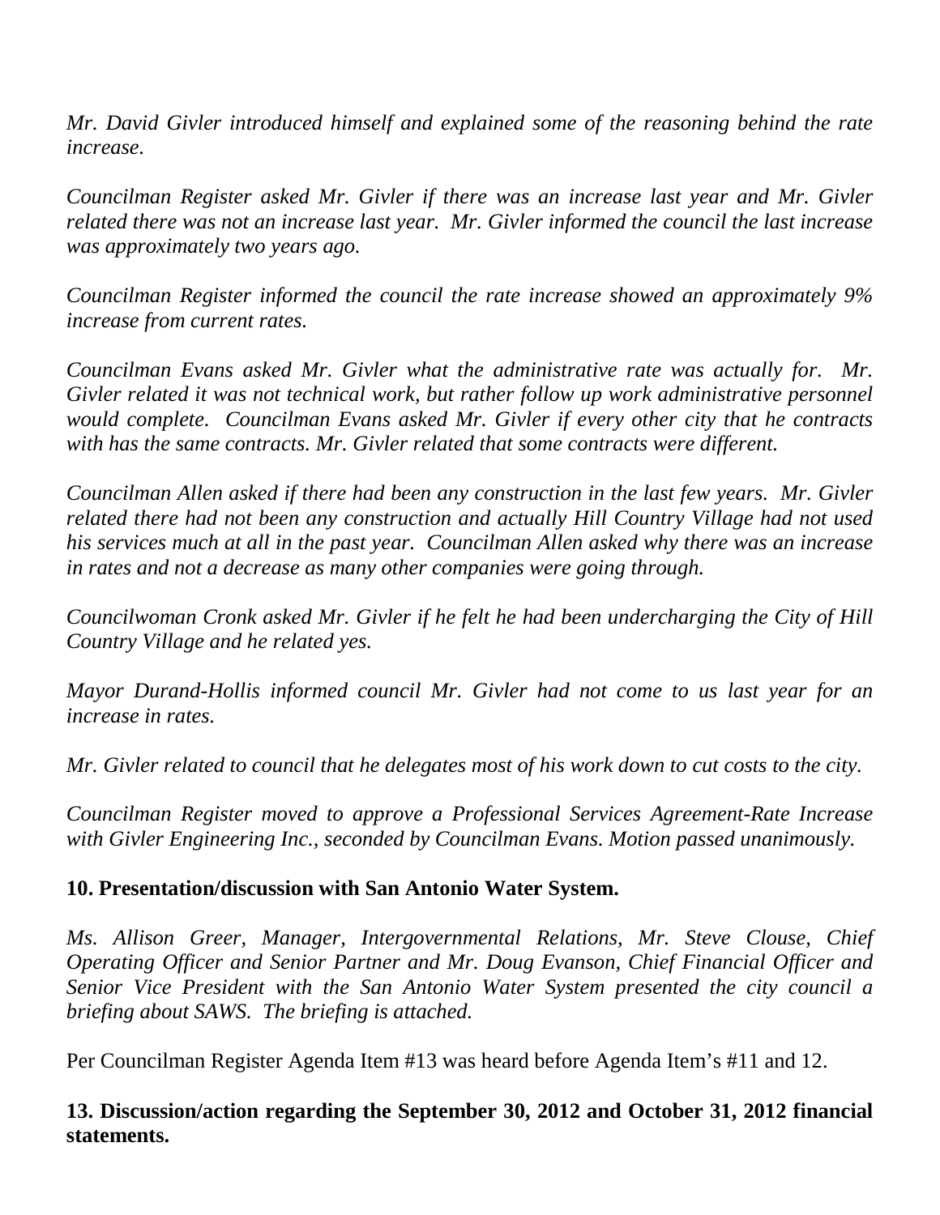*Mr. David Givler introduced himself and explained some of the reasoning behind the rate increase.*

*Councilman Register asked Mr. Givler if there was an increase last year and Mr. Givler related there was not an increase last year. Mr. Givler informed the council the last increase was approximately two years ago.*

*Councilman Register informed the council the rate increase showed an approximately 9% increase from current rates.*

*Councilman Evans asked Mr. Givler what the administrative rate was actually for. Mr. Givler related it was not technical work, but rather follow up work administrative personnel would complete. Councilman Evans asked Mr. Givler if every other city that he contracts with has the same contracts. Mr. Givler related that some contracts were different.*

*Councilman Allen asked if there had been any construction in the last few years. Mr. Givler related there had not been any construction and actually Hill Country Village had not used his services much at all in the past year. Councilman Allen asked why there was an increase in rates and not a decrease as many other companies were going through.*

*Councilwoman Cronk asked Mr. Givler if he felt he had been undercharging the City of Hill Country Village and he related yes.*

*Mayor Durand-Hollis informed council Mr. Givler had not come to us last year for an increase in rates.*

*Mr. Givler related to council that he delegates most of his work down to cut costs to the city.*

*Councilman Register moved to approve a Professional Services Agreement-Rate Increase with Givler Engineering Inc., seconded by Councilman Evans. Motion passed unanimously.*

**10. Presentation/discussion with San Antonio Water System.**

*Ms. Allison Greer, Manager, Intergovernmental Relations, Mr. Steve Clouse, Chief Operating Officer and Senior Partner and Mr. Doug Evanson, Chief Financial Officer and Senior Vice President with the San Antonio Water System presented the city council a briefing about SAWS. The briefing is attached.*

Per Councilman Register Agenda Item #13 was heard before Agenda Item's #11 and 12.

**13. Discussion/action regarding the September 30, 2012 and October 31, 2012 financial statements.**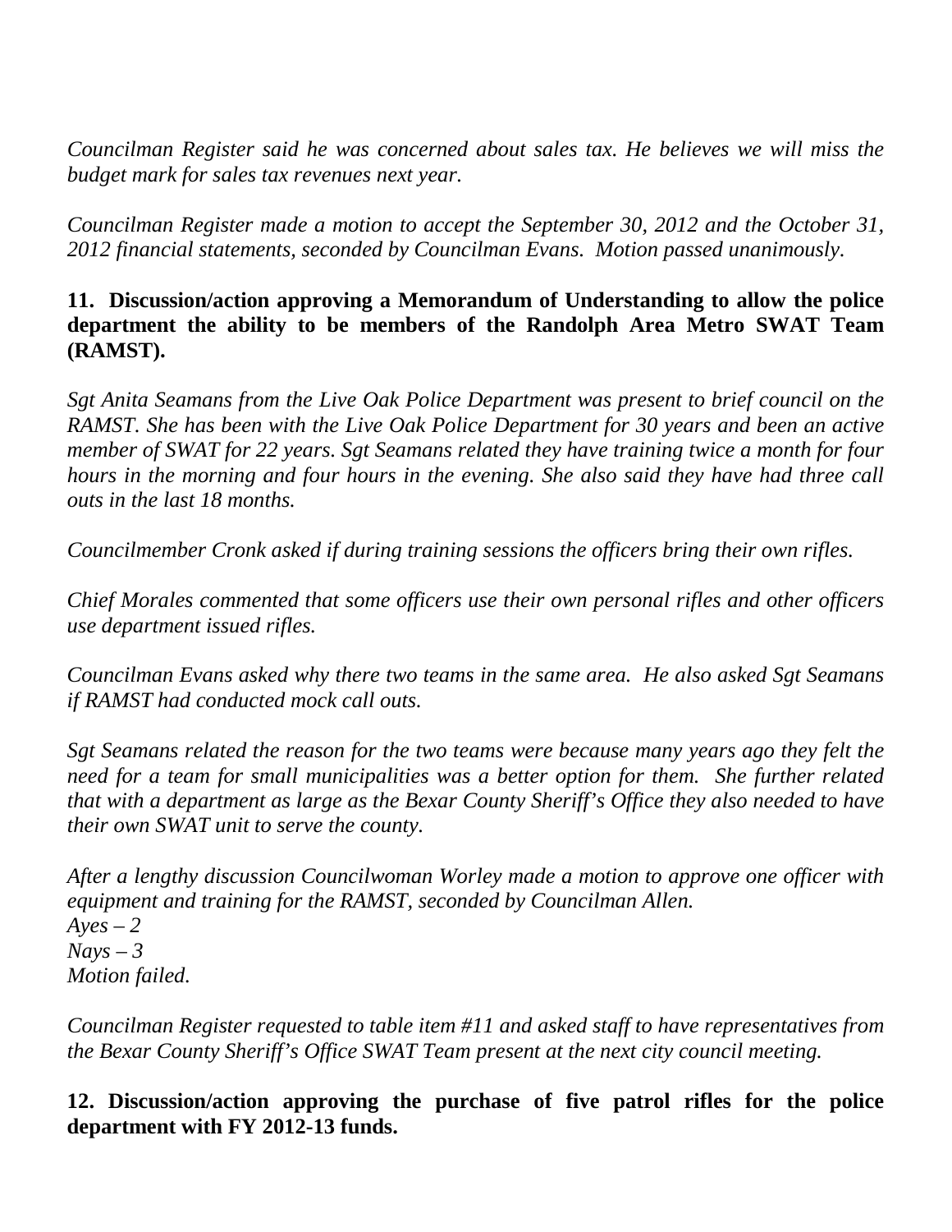*Councilman Register said he was concerned about sales tax. He believes we will miss the budget mark for sales tax revenues next year.*

*Councilman Register made a motion to accept the September 30, 2012 and the October 31, 2012 financial statements, seconded by Councilman Evans. Motion passed unanimously.*

**11. Discussion/action approving a Memorandum of Understanding to allow the police department the ability to be members of the Randolph Area Metro SWAT Team (RAMST).**

*Sgt Anita Seamans from the Live Oak Police Department was present to brief council on the RAMST. She has been with the Live Oak Police Department for 30 years and been an active member of SWAT for 22 years. Sgt Seamans related they have training twice a month for four hours in the morning and four hours in the evening. She also said they have had three call outs in the last 18 months.*

*Councilmember Cronk asked if during training sessions the officers bring their own rifles.*

*Chief Morales commented that some officers use their own personal rifles and other officers use department issued rifles.*

*Councilman Evans asked why there two teams in the same area. He also asked Sgt Seamans if RAMST had conducted mock call outs.*

*Sgt Seamans related the reason for the two teams were because many years ago they felt the need for a team for small municipalities was a better option for them. She further related that with a department as large as the Bexar County Sheriff's Office they also needed to have their own SWAT unit to serve the county.*

*After a lengthy discussion Councilwoman Worley made a motion to approve one officer with equipment and training for the RAMST, seconded by Councilman Allen.*
*Ayes – 2*
*Nays – 3*
*Motion failed.*

*Councilman Register requested to table item #11 and asked staff to have representatives from the Bexar County Sheriff's Office SWAT Team present at the next city council meeting.*

**12. Discussion/action approving the purchase of five patrol rifles for the police department with FY 2012-13 funds.**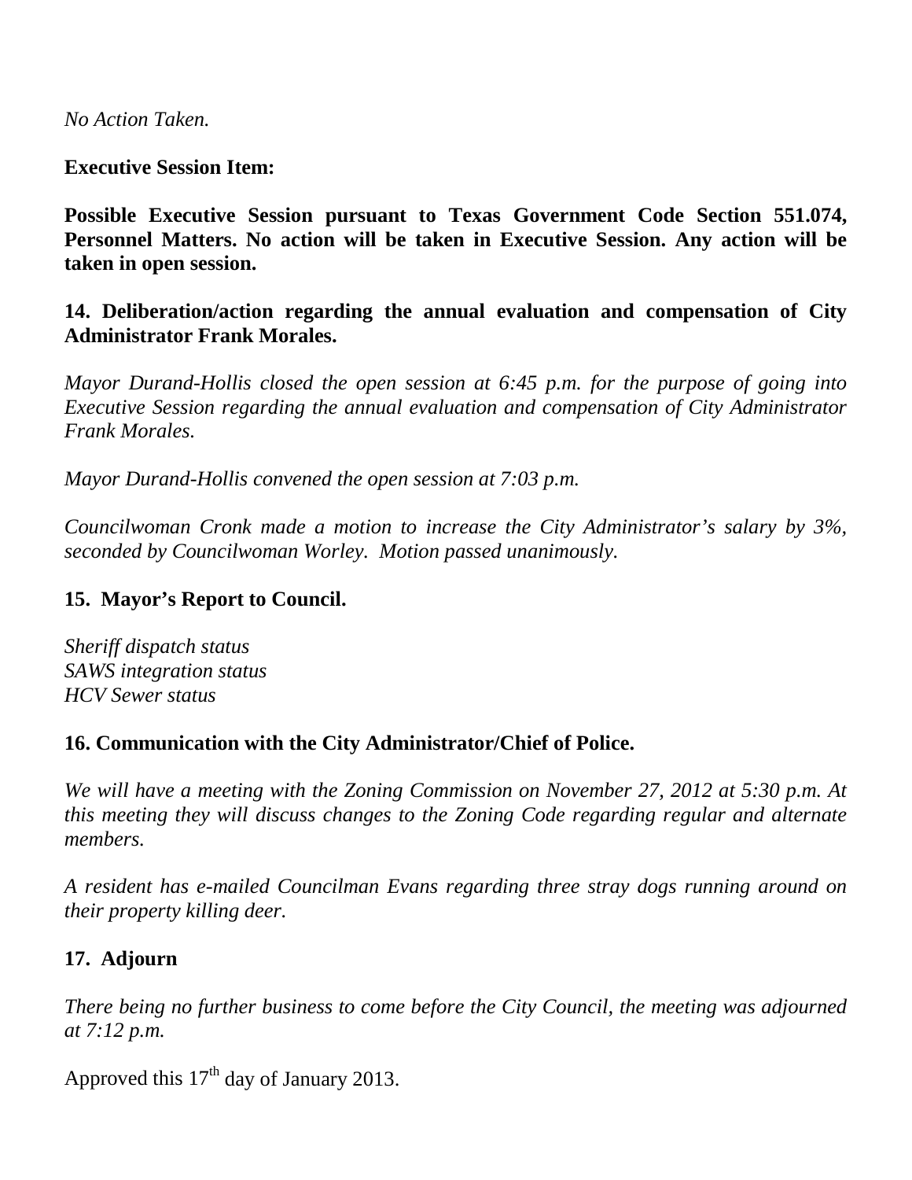*No Action Taken.*

**Executive Session Item:**

**Possible Executive Session pursuant to Texas Government Code Section 551.074, Personnel Matters. No action will be taken in Executive Session. Any action will be taken in open session.**

**14. Deliberation/action regarding the annual evaluation and compensation of City Administrator Frank Morales.**

*Mayor Durand-Hollis closed the open session at 6:45 p.m. for the purpose of going into Executive Session regarding the annual evaluation and compensation of City Administrator Frank Morales.*

*Mayor Durand-Hollis convened the open session at 7:03 p.m.*

*Councilwoman Cronk made a motion to increase the City Administrator's salary by 3%, seconded by Councilwoman Worley. Motion passed unanimously.*

**15. Mayor's Report to Council.**

*Sheriff dispatch status*
*SAWS integration status*
*HCV Sewer status*

**16. Communication with the City Administrator/Chief of Police.**

*We will have a meeting with the Zoning Commission on November 27, 2012 at 5:30 p.m. At this meeting they will discuss changes to the Zoning Code regarding regular and alternate members.*

*A resident has e-mailed Councilman Evans regarding three stray dogs running around on their property killing deer.*

**17. Adjourn**

*There being no further business to come before the City Council, the meeting was adjourned at 7:12 p.m.*

Approved this 17th day of January 2013.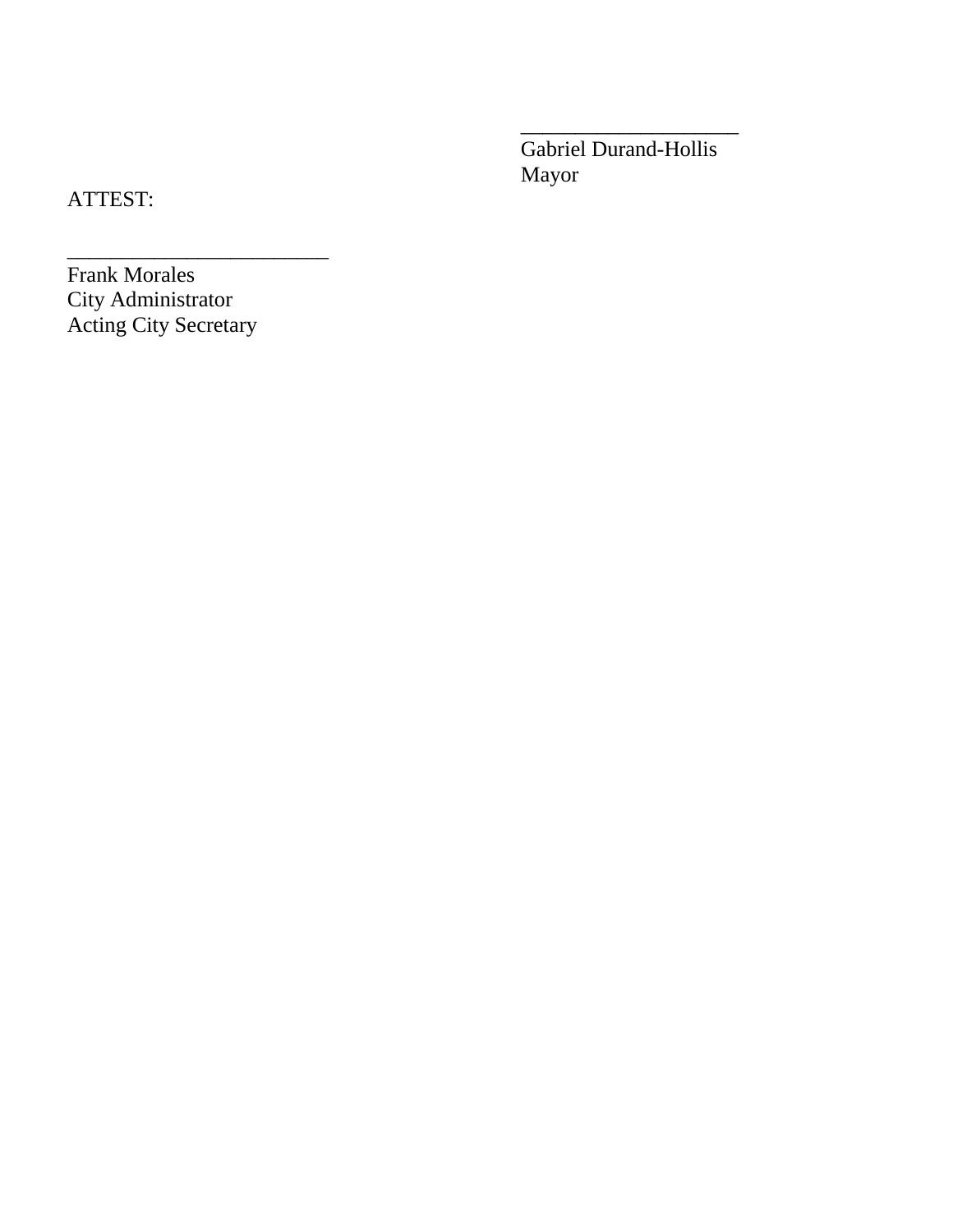____________________
Gabriel Durand-Hollis
Mayor

ATTEST:

________________________
Frank Morales
City Administrator
Acting City Secretary